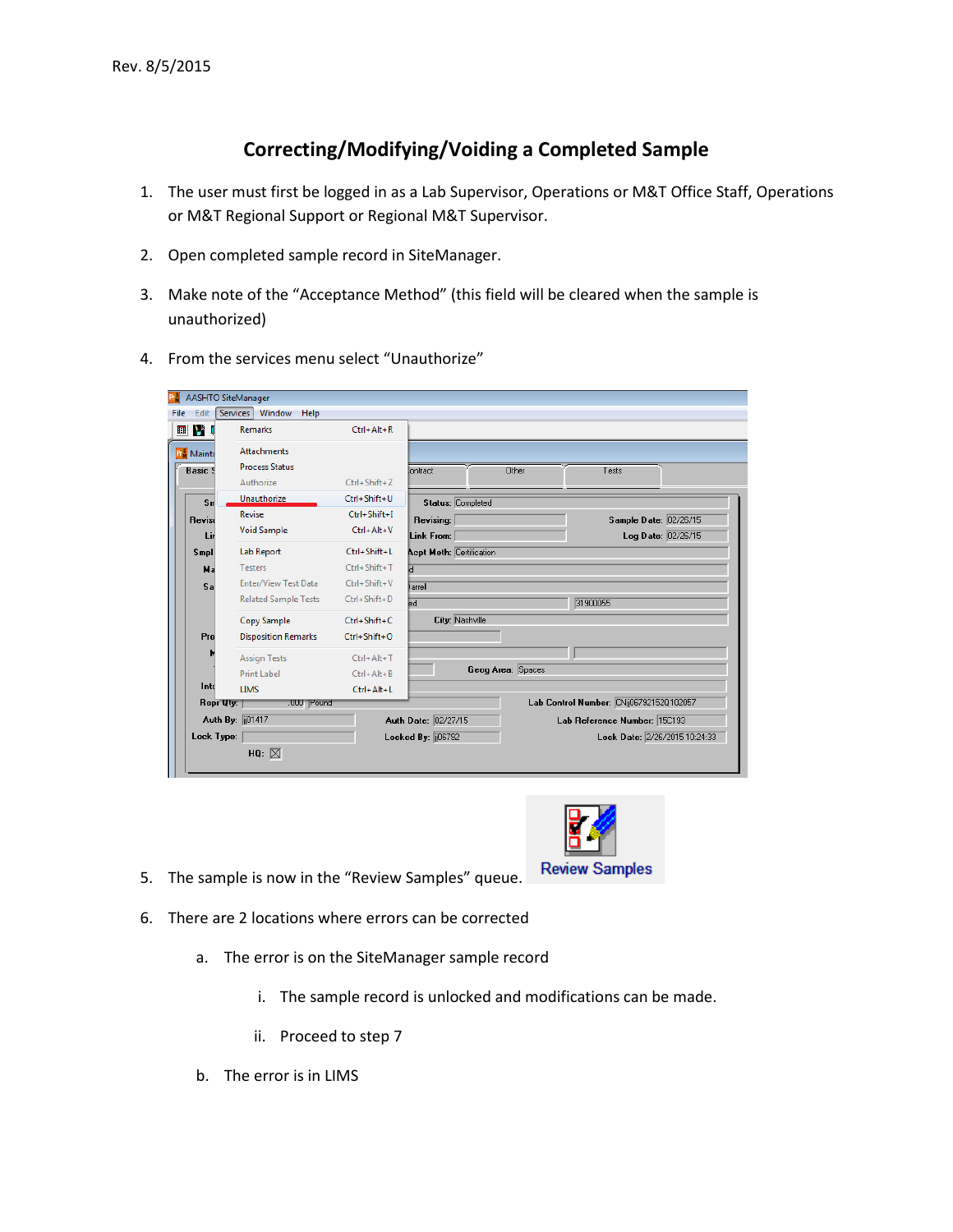Rev. 8/5/2015

# Correcting/Modifying/Voiding a Completed Sample

1. The user must first be logged in as a Lab Supervisor, Operations or M&T Office Staff, Operations or M&T Regional Support or Regional M&T Supervisor.

2. Open completed sample record in SiteManager.

3. Make note of the “Acceptance Method” (this field will be cleared when the sample is unauthorized)

4. From the services menu select “Unauthorize”

5. The sample is now in the “Review Samples” queue.

6. There are 2 locations where errors can be corrected

   a. The error is on the SiteManager sample record

      i. The sample record is unlocked and modifications can be made.

      ii. Proceed to step 7

   b. The error is in LIMS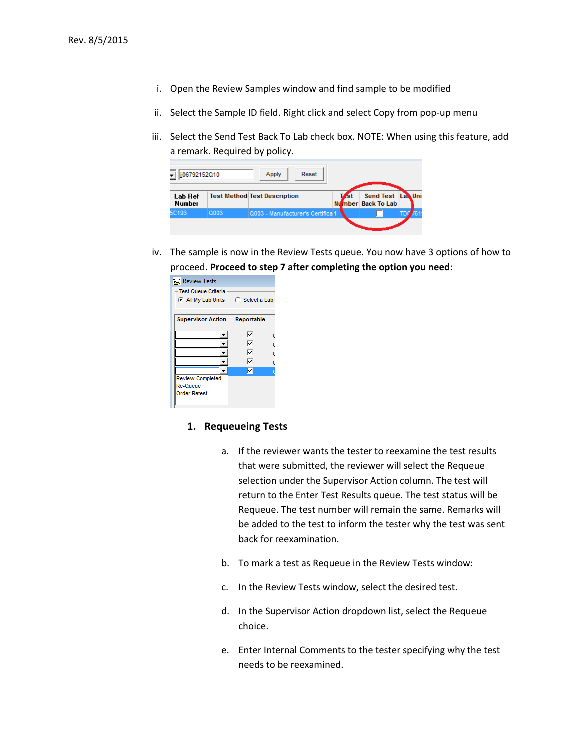Rev. 8/5/2015

i. Open the Review Samples window and find sample to be modified

ii. Select the Sample ID field. Right click and select Copy from pop-up menu

iii. Select the Send Test Back To Lab check box. NOTE: When using this feature, add a remark. Required by policy.

iv. The sample is now in the Review Tests queue. You now have 3 options of how to proceed. **Proceed to step 7 after completing the option you need**:

## 1. Requeueing Tests

a. If the reviewer wants the tester to reexamine the test results that were submitted, the reviewer will select the Requeue selection under the Supervisor Action column. The test will return to the Enter Test Results queue. The test status will be Requeue. The test number will remain the same. Remarks will be added to the test to inform the tester why the test was sent back for reexamination.

b. To mark a test as Requeue in the Review Tests window:

c. In the Review Tests window, select the desired test.

d. In the Supervisor Action dropdown list, select the Requeue choice.

e. Enter Internal Comments to the tester specifying why the test needs to be reexamined.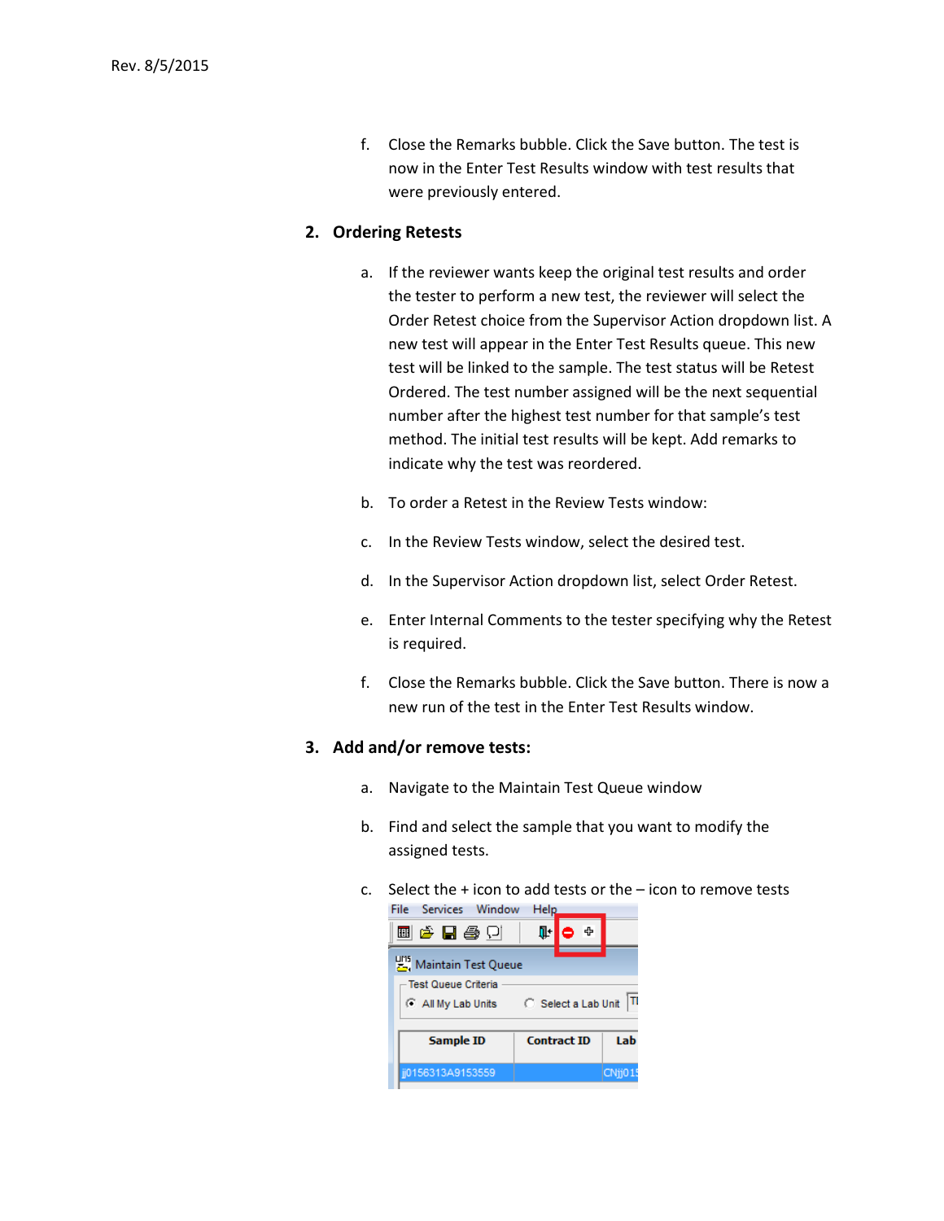f. Close the Remarks bubble. Click the Save button. The test is now in the Enter Test Results window with test results that were previously entered.

## 2. Ordering Retests

a. If the reviewer wants keep the original test results and order the tester to perform a new test, the reviewer will select the Order Retest choice from the Supervisor Action dropdown list. A new test will appear in the Enter Test Results queue. This new test will be linked to the sample. The test status will be Retest Ordered. The test number assigned will be the next sequential number after the highest test number for that sample's test method. The initial test results will be kept. Add remarks to indicate why the test was reordered.

b. To order a Retest in the Review Tests window:

c. In the Review Tests window, select the desired test.

d. In the Supervisor Action dropdown list, select Order Retest.

e. Enter Internal Comments to the tester specifying why the Retest is required.

f. Close the Remarks bubble. Click the Save button. There is now a new run of the test in the Enter Test Results window.

## 3. Add and/or remove tests:

a. Navigate to the Maintain Test Queue window

b. Find and select the sample that you want to modify the assigned tests.

c. Select the + icon to add tests or the – icon to remove tests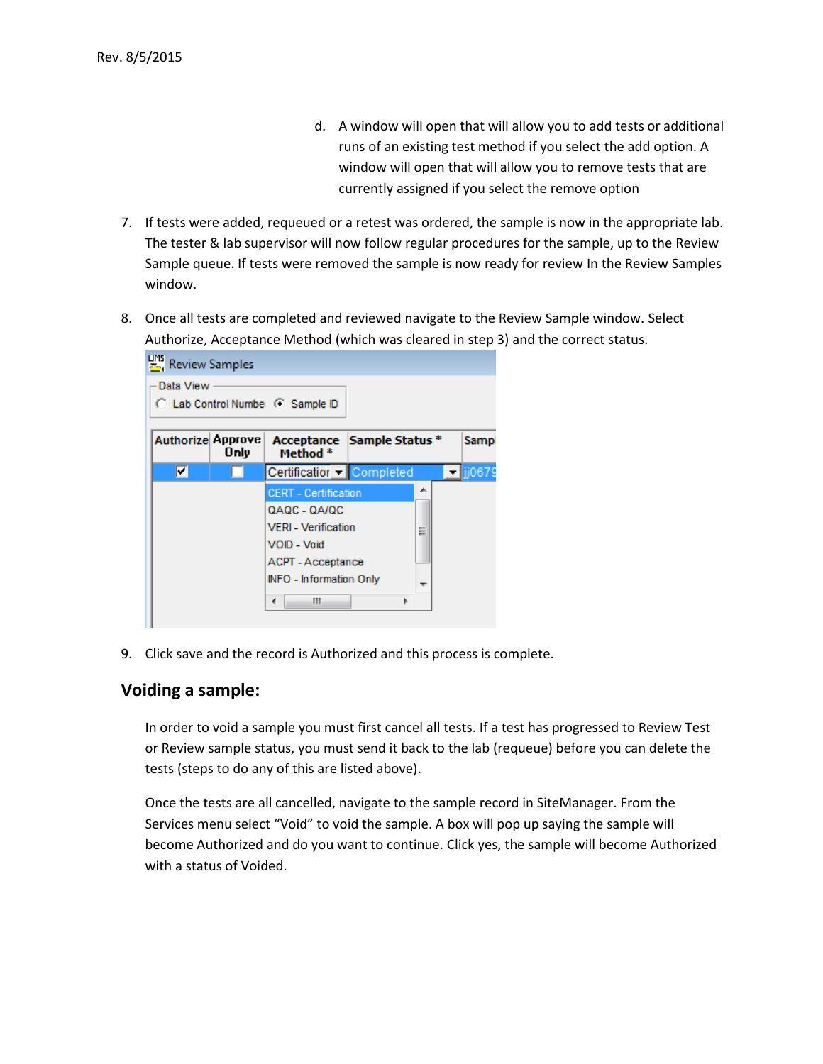d. A window will open that will allow you to add tests or additional runs of an existing test method if you select the add option. A window will open that will allow you to remove tests that are currently assigned if you select the remove option

7. If tests were added, requeued or a retest was ordered, the sample is now in the appropriate lab. The tester & lab supervisor will now follow regular procedures for the sample, up to the Review Sample queue. If tests were removed the sample is now ready for review In the Review Samples window.

8. Once all tests are completed and reviewed navigate to the Review Sample window. Select Authorize, Acceptance Method (which was cleared in step 3) and the correct status.

9. Click save and the record is Authorized and this process is complete.

## Voiding a sample:

In order to void a sample you must first cancel all tests. If a test has progressed to Review Test or Review sample status, you must send it back to the lab (requeue) before you can delete the tests (steps to do any of this are listed above).

Once the tests are all cancelled, navigate to the sample record in SiteManager. From the Services menu select “Void” to void the sample. A box will pop up saying the sample will become Authorized and do you want to continue. Click yes, the sample will become Authorized with a status of Voided.